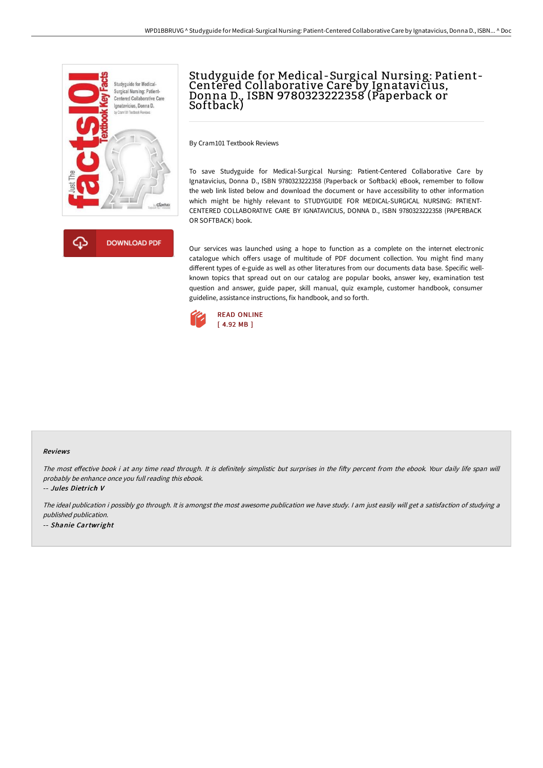# Studyguide for Medical-Surgical Nursing: Patient-Centered Collaborative Care by Ignatavicius, Donna D., ISBN 9780323222358 (Paperback or Softback)

By Cram101 Textbook Reviews

To save Studyguide for Medical-Surgical Nursing: Patient-Centered Collaborative Care by Ignatavicius, Donna D., ISBN 9780323222358 (Paperback or Softback) eBook, remember to follow the web link listed below and download the document or have accessibility to other information which might be highly relevant to STUDYGUIDE FOR MEDICAL-SURGICAL NURSING: PATIENT-CENTERED COLLABORATIVE CARE BY IGNATAVICIUS, DONNA D., ISBN 9780323222358 (PAPERBACK OR SOFTBACK) book.

Our services was launched using a hope to function as a complete on the internet electronic catalogue which offers usage of multitude of PDF document collection. You might find many different types of e-guide as well as other literatures from our documents data base. Specific well-known topics that spread out on our catalog are popular books, answer key, examination test question and answer, guide paper, skill manual, quiz example, customer handbook, consumer guideline, assistance instructions, fix handbook, and so forth.

DOWNLOAD PDF

READ ONLINE
[ 4.92 MB ]

#### Reviews

*The most effective book i at any time read through. It is definitely simplistic but surprises in the fifty percent from the ebook. Your daily life span will probably be enhance once you full reading this ebook.*

*-- Jules Dietrich V*

*The ideal publication i possibly go through. It is amongst the most awesome publication we have study. I am just easily will get a satisfaction of studying a published publication.*

*-- Shanie Cartwright*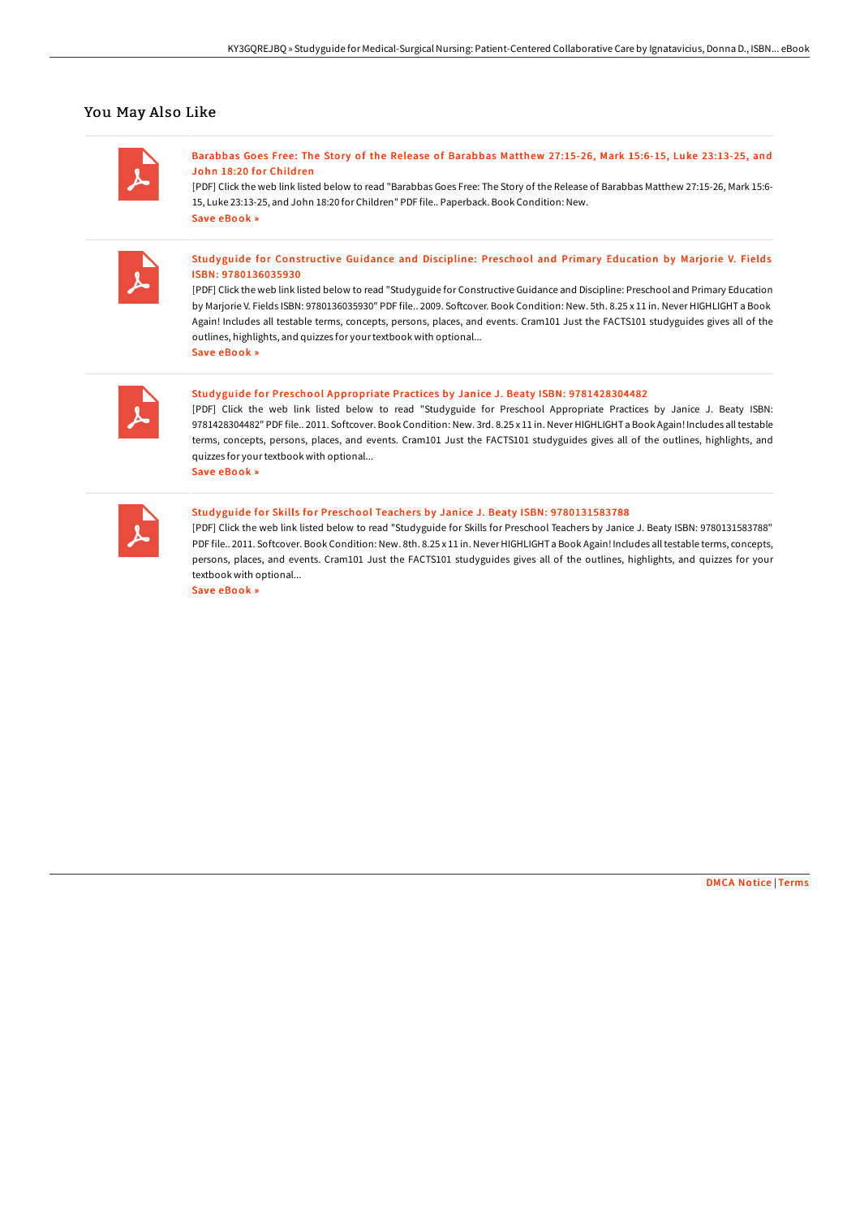## You May Also Like

**Barabbas Goes Free: The Story of the Release of Barabbas Matthew 27:15-26, Mark 15:6-15, Luke 23:13-25, and John 18:20 for Children**

[PDF] Click the web link listed below to read "Barabbas Goes Free: The Story of the Release of Barabbas Matthew 27:15-26, Mark 15:6-15, Luke 23:13-25, and John 18:20 for Children" PDF file.. Paperback. Book Condition: New.

Save eBook »

**Studyguide for Constructive Guidance and Discipline: Preschool and Primary Education by Marjorie V. Fields ISBN: 9780136035930**

[PDF] Click the web link listed below to read "Studyguide for Constructive Guidance and Discipline: Preschool and Primary Education by Marjorie V. Fields ISBN: 9780136035930" PDF file.. 2009. Softcover. Book Condition: New. 5th. 8.25 x 11 in. Never HIGHLIGHT a Book Again! Includes all testable terms, concepts, persons, places, and events. Cram101 Just the FACTS101 studyguides gives all of the outlines, highlights, and quizzes for your textbook with optional...

Save eBook »

**Studyguide for Preschool Appropriate Practices by Janice J. Beaty ISBN: 9781428304482**

[PDF] Click the web link listed below to read "Studyguide for Preschool Appropriate Practices by Janice J. Beaty ISBN: 9781428304482" PDF file.. 2011. Softcover. Book Condition: New. 3rd. 8.25 x 11 in. Never HIGHLIGHT a Book Again! Includes all testable terms, concepts, persons, places, and events. Cram101 Just the FACTS101 studyguides gives all of the outlines, highlights, and quizzes for your textbook with optional...

Save eBook »

**Studyguide for Skills for Preschool Teachers by Janice J. Beaty ISBN: 9780131583788**

[PDF] Click the web link listed below to read "Studyguide for Skills for Preschool Teachers by Janice J. Beaty ISBN: 9780131583788" PDF file.. 2011. Softcover. Book Condition: New. 8th. 8.25 x 11 in. Never HIGHLIGHT a Book Again! Includes all testable terms, concepts, persons, places, and events. Cram101 Just the FACTS101 studyguides gives all of the outlines, highlights, and quizzes for your textbook with optional...

Save eBook »

DMCA Notice | Terms